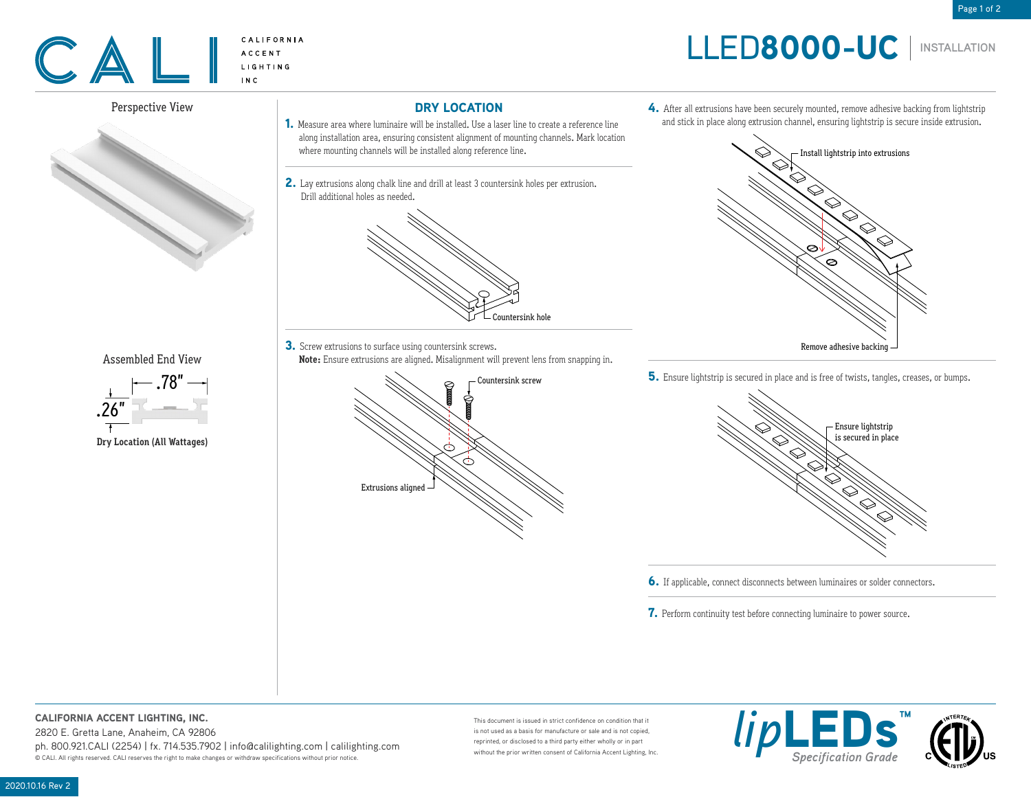# CALI

CALIFORNIA ACCENT LIGHTING INC

# LLED8000-UC | INSTALLATION

Perspective View

Assembled End View

.78"

.26"

**Dry Location (All Wattages)**

## DRY LOCATION

**1.** Measure area where luminaire will be installed. Use a laser line to create a reference line along installation area, ensuring consistent alignment of mounting channels. Mark location where mounting channels will be installed along reference line.

**2.** Lay extrusions along chalk line and drill at least 3 countersink holes per extrusion. Drill additional holes as needed.

Countersink hole

**3.** Screw extrusions to surface using countersink screws.
**Note:** Ensure extrusions are aligned. Misalignment will prevent lens from snapping in.

Countersink screw

Extrusions aligned

**4.** After all extrusions have been securely mounted, remove adhesive backing from lightstrip and stick in place along extrusion channel, ensuring lightstrip is secure inside extrusion.

Install lightstrip into extrusions

Remove adhesive backing

**5.** Ensure lightstrip is secured in place and is free of twists, tangles, creases, or bumps.

Ensure lightstrip is secured in place

**6.** If applicable, connect disconnects between luminaires or solder connectors.

**7.** Perform continuity test before connecting luminaire to power source.

**CALIFORNIA ACCENT LIGHTING, INC.**
2820 E. Gretta Lane, Anaheim, CA 92806
ph. 800.921.CALI (2254) | fx. 714.535.7902 | info@calilighting.com | calilighting.com
© CALI. All rights reserved. CALI reserves the right to make changes or withdraw specifications without prior notice.

This document is issued in strict confidence on condition that it is not used as a basis for manufacture or sale and is not copied, reprinted, or disclosed to a third party either wholly or in part without the prior written consent of California Accent Lighting, Inc.

lipLEDs™ Specification Grade

2020.10.16 Rev 2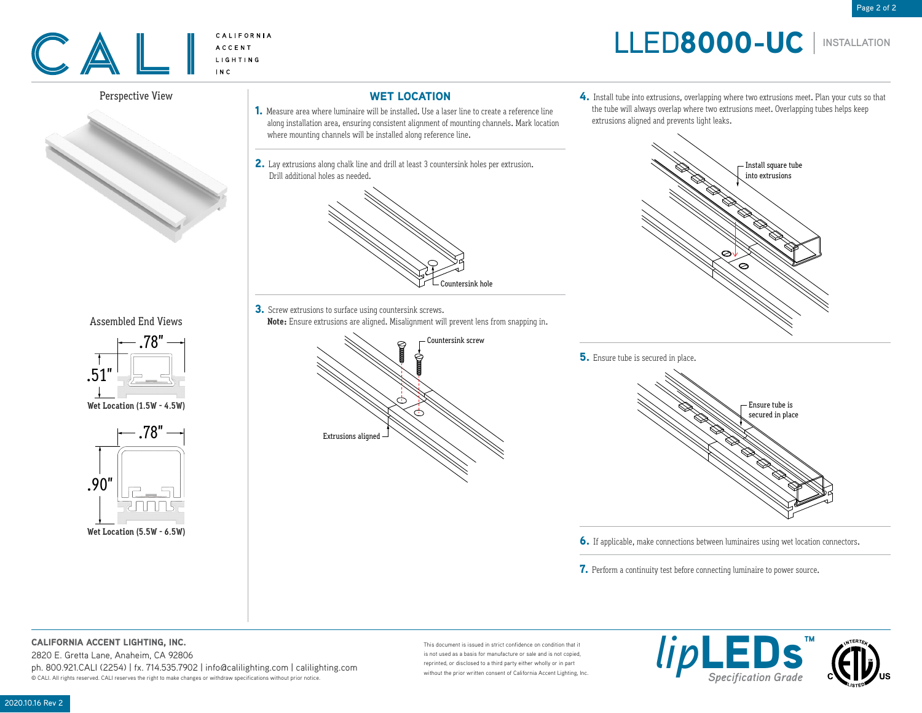# CALI — CALIFORNIA ACCENT LIGHTING INC

# LLED8000-UC | INSTALLATION

Perspective View

Assembled End Views

.78"

.51"

Wet Location (1.5W - 4.5W)

.78"

.90"

Wet Location (5.5W - 6.5W)

## WET LOCATION

**1.** Measure area where luminaire will be installed. Use a laser line to create a reference line along installation area, ensuring consistent alignment of mounting channels. Mark location where mounting channels will be installed along reference line.

**2.** Lay extrusions along chalk line and drill at least 3 countersink holes per extrusion. Drill additional holes as needed.

Countersink hole

**3.** Screw extrusions to surface using countersink screws.
**Note:** Ensure extrusions are aligned. Misalignment will prevent lens from snapping in.

Countersink screw

Extrusions aligned

**4.** Install tube into extrusions, overlapping where two extrusions meet. Plan your cuts so that the tube will always overlap where two extrusions meet. Overlapping tubes helps keep extrusions aligned and prevents light leaks.

Install square tube into extrusions

**5.** Ensure tube is secured in place.

Ensure tube is secured in place

**6.** If applicable, make connections between luminaires using wet location connectors.

**7.** Perform a continuity test before connecting luminaire to power source.

**CALIFORNIA ACCENT LIGHTING, INC.**
2820 E. Gretta Lane, Anaheim, CA 92806
ph. 800.921.CALI (2254) | fx. 714.535.7902 | info@calilighting.com | calilighting.com
© CALI. All rights reserved. CALI reserves the right to make changes or withdraw specifications without prior notice.

This document is issued in strict confidence on condition that it is not used as a basis for manufacture or sale and is not copied, reprinted, or disclosed to a third party either wholly or in part without the prior written consent of California Accent Lighting, Inc.

lipLEDs™ Specification Grade

2020.10.16 Rev 2